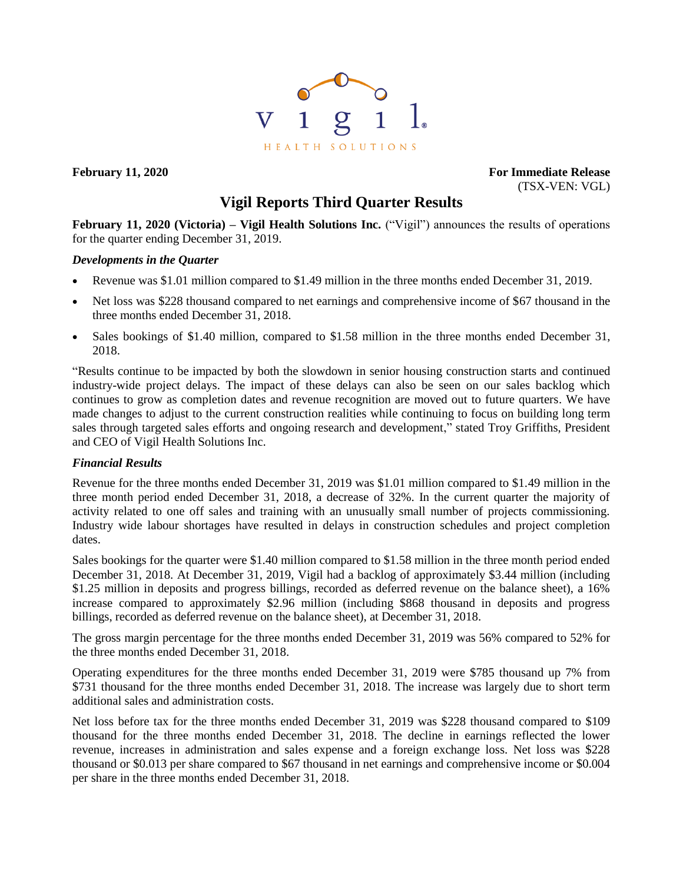vigil HEALTH SOLUTIONS

**February 11, 2020** **For Immediate Release**
(TSX-VEN: VGL)

# Vigil Reports Third Quarter Results

**February 11, 2020 (Victoria) – Vigil Health Solutions Inc.** ("Vigil") announces the results of operations for the quarter ending December 31, 2019.

### *Developments in the Quarter*

- Revenue was $1.01 million compared to $1.49 million in the three months ended December 31, 2019.
- Net loss was $228 thousand compared to net earnings and comprehensive income of $67 thousand in the three months ended December 31, 2018.
- Sales bookings of $1.40 million, compared to $1.58 million in the three months ended December 31, 2018.

"Results continue to be impacted by both the slowdown in senior housing construction starts and continued industry-wide project delays. The impact of these delays can also be seen on our sales backlog which continues to grow as completion dates and revenue recognition are moved out to future quarters. We have made changes to adjust to the current construction realities while continuing to focus on building long term sales through targeted sales efforts and ongoing research and development," stated Troy Griffiths, President and CEO of Vigil Health Solutions Inc.

### *Financial Results*

Revenue for the three months ended December 31, 2019 was $1.01 million compared to $1.49 million in the three month period ended December 31, 2018, a decrease of 32%. In the current quarter the majority of activity related to one off sales and training with an unusually small number of projects commissioning. Industry wide labour shortages have resulted in delays in construction schedules and project completion dates.

Sales bookings for the quarter were $1.40 million compared to $1.58 million in the three month period ended December 31, 2018. At December 31, 2019, Vigil had a backlog of approximately $3.44 million (including $1.25 million in deposits and progress billings, recorded as deferred revenue on the balance sheet), a 16% increase compared to approximately $2.96 million (including $868 thousand in deposits and progress billings, recorded as deferred revenue on the balance sheet), at December 31, 2018.

The gross margin percentage for the three months ended December 31, 2019 was 56% compared to 52% for the three months ended December 31, 2018.

Operating expenditures for the three months ended December 31, 2019 were $785 thousand up 7% from $731 thousand for the three months ended December 31, 2018. The increase was largely due to short term additional sales and administration costs.

Net loss before tax for the three months ended December 31, 2019 was $228 thousand compared to $109 thousand for the three months ended December 31, 2018. The decline in earnings reflected the lower revenue, increases in administration and sales expense and a foreign exchange loss. Net loss was $228 thousand or $0.013 per share compared to $67 thousand in net earnings and comprehensive income or $0.004 per share in the three months ended December 31, 2018.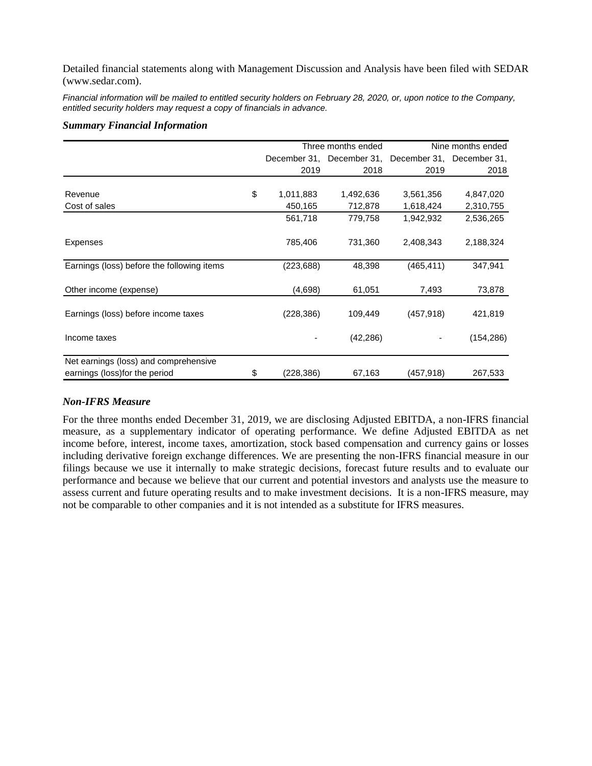Detailed financial statements along with Management Discussion and Analysis have been filed with SEDAR (www.sedar.com).

*Financial information will be mailed to entitled security holders on February 28, 2020, or, upon notice to the Company, entitled security holders may request a copy of financials in advance.*

### *Summary Financial Information*

| | | Three months ended | | Nine months ended | |
|---|---|---|---|---|---|
| | | December 31, 2019 | December 31, 2018 | December 31, 2019 | December 31, 2018 |
| Revenue | $ | 1,011,883 | 1,492,636 | 3,561,356 | 4,847,020 |
| Cost of sales | | 450,165 | 712,878 | 1,618,424 | 2,310,755 |
| | | 561,718 | 779,758 | 1,942,932 | 2,536,265 |
| Expenses | | 785,406 | 731,360 | 2,408,343 | 2,188,324 |
| Earnings (loss) before the following items | | (223,688) | 48,398 | (465,411) | 347,941 |
| Other income (expense) | | (4,698) | 61,051 | 7,493 | 73,878 |
| Earnings (loss) before income taxes | | (228,386) | 109,449 | (457,918) | 421,819 |
| Income taxes | | - | (42,286) | - | (154,286) |
| Net earnings (loss) and comprehensive earnings (loss)for the period | $ | (228,386) | 67,163 | (457,918) | 267,533 |

### *Non-IFRS Measure*

For the three months ended December 31, 2019, we are disclosing Adjusted EBITDA, a non-IFRS financial measure, as a supplementary indicator of operating performance. We define Adjusted EBITDA as net income before, interest, income taxes, amortization, stock based compensation and currency gains or losses including derivative foreign exchange differences. We are presenting the non-IFRS financial measure in our filings because we use it internally to make strategic decisions, forecast future results and to evaluate our performance and because we believe that our current and potential investors and analysts use the measure to assess current and future operating results and to make investment decisions. It is a non-IFRS measure, may not be comparable to other companies and it is not intended as a substitute for IFRS measures.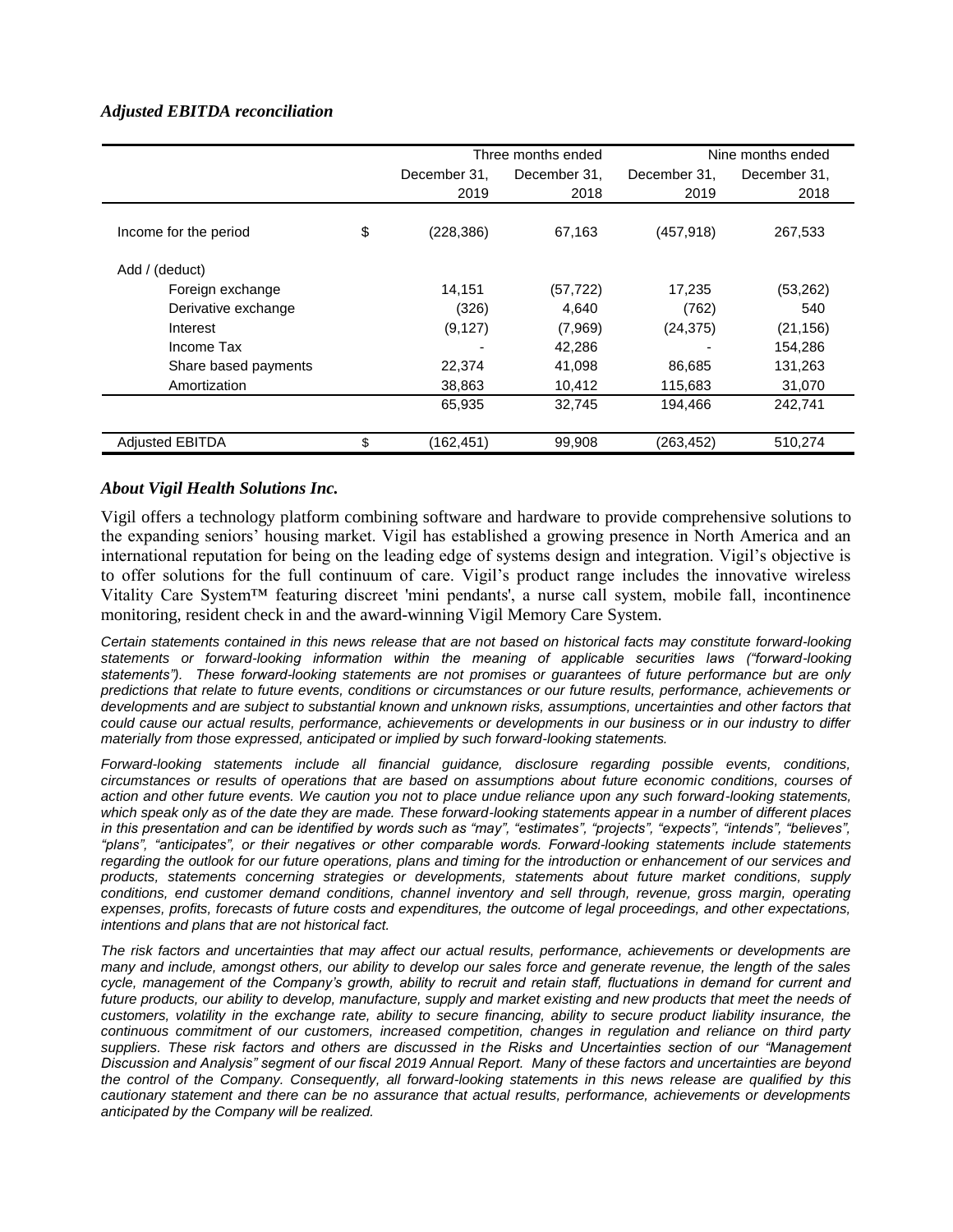### *Adjusted EBITDA reconciliation*

| | | Three months ended | | Nine months ended | |
|---|---|---|---|---|---|
| | | December 31, 2019 | December 31, 2018 | December 31, 2019 | December 31, 2018 |
| Income for the period | $ | (228,386) | 67,163 | (457,918) | 267,533 |
| Add / (deduct) | | | | | |
| Foreign exchange | | 14,151 | (57,722) | 17,235 | (53,262) |
| Derivative exchange | | (326) | 4,640 | (762) | 540 |
| Interest | | (9,127) | (7,969) | (24,375) | (21,156) |
| Income Tax | | - | 42,286 | - | 154,286 |
| Share based payments | | 22,374 | 41,098 | 86,685 | 131,263 |
| Amortization | | 38,863 | 10,412 | 115,683 | 31,070 |
| | | 65,935 | 32,745 | 194,466 | 242,741 |
| Adjusted EBITDA | $ | (162,451) | 99,908 | (263,452) | 510,274 |

### *About Vigil Health Solutions Inc.*

Vigil offers a technology platform combining software and hardware to provide comprehensive solutions to the expanding seniors' housing market. Vigil has established a growing presence in North America and an international reputation for being on the leading edge of systems design and integration. Vigil's objective is to offer solutions for the full continuum of care. Vigil's product range includes the innovative wireless Vitality Care System™ featuring discreet 'mini pendants', a nurse call system, mobile fall, incontinence monitoring, resident check in and the award-winning Vigil Memory Care System.

*Certain statements contained in this news release that are not based on historical facts may constitute forward-looking statements or forward-looking information within the meaning of applicable securities laws ("forward-looking statements"). These forward-looking statements are not promises or guarantees of future performance but are only predictions that relate to future events, conditions or circumstances or our future results, performance, achievements or developments and are subject to substantial known and unknown risks, assumptions, uncertainties and other factors that could cause our actual results, performance, achievements or developments in our business or in our industry to differ materially from those expressed, anticipated or implied by such forward-looking statements.*

*Forward-looking statements include all financial guidance, disclosure regarding possible events, conditions, circumstances or results of operations that are based on assumptions about future economic conditions, courses of action and other future events. We caution you not to place undue reliance upon any such forward-looking statements, which speak only as of the date they are made. These forward-looking statements appear in a number of different places in this presentation and can be identified by words such as "may", "estimates", "projects", "expects", "intends", "believes", "plans", "anticipates", or their negatives or other comparable words. Forward-looking statements include statements regarding the outlook for our future operations, plans and timing for the introduction or enhancement of our services and products, statements concerning strategies or developments, statements about future market conditions, supply conditions, end customer demand conditions, channel inventory and sell through, revenue, gross margin, operating expenses, profits, forecasts of future costs and expenditures, the outcome of legal proceedings, and other expectations, intentions and plans that are not historical fact.*

*The risk factors and uncertainties that may affect our actual results, performance, achievements or developments are many and include, amongst others, our ability to develop our sales force and generate revenue, the length of the sales cycle, management of the Company's growth, ability to recruit and retain staff, fluctuations in demand for current and future products, our ability to develop, manufacture, supply and market existing and new products that meet the needs of customers, volatility in the exchange rate, ability to secure financing, ability to secure product liability insurance, the continuous commitment of our customers, increased competition, changes in regulation and reliance on third party suppliers. These risk factors and others are discussed in the Risks and Uncertainties section of our "Management Discussion and Analysis" segment of our fiscal 2019 Annual Report. Many of these factors and uncertainties are beyond the control of the Company. Consequently, all forward-looking statements in this news release are qualified by this cautionary statement and there can be no assurance that actual results, performance, achievements or developments anticipated by the Company will be realized.*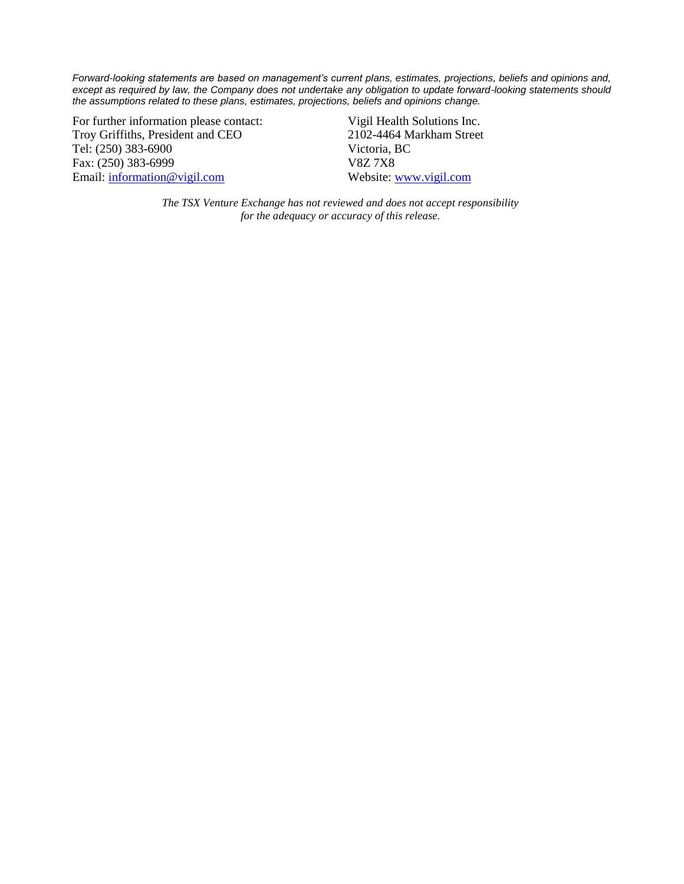*Forward-looking statements are based on management's current plans, estimates, projections, beliefs and opinions and, except as required by law, the Company does not undertake any obligation to update forward-looking statements should the assumptions related to these plans, estimates, projections, beliefs and opinions change.*

For further information please contact:
Troy Griffiths, President and CEO
Tel: (250) 383-6900
Fax: (250) 383-6999
Email: information@vigil.com

Vigil Health Solutions Inc.
2102-4464 Markham Street
Victoria, BC
V8Z 7X8
Website: www.vigil.com

*The TSX Venture Exchange has not reviewed and does not accept responsibility for the adequacy or accuracy of this release.*